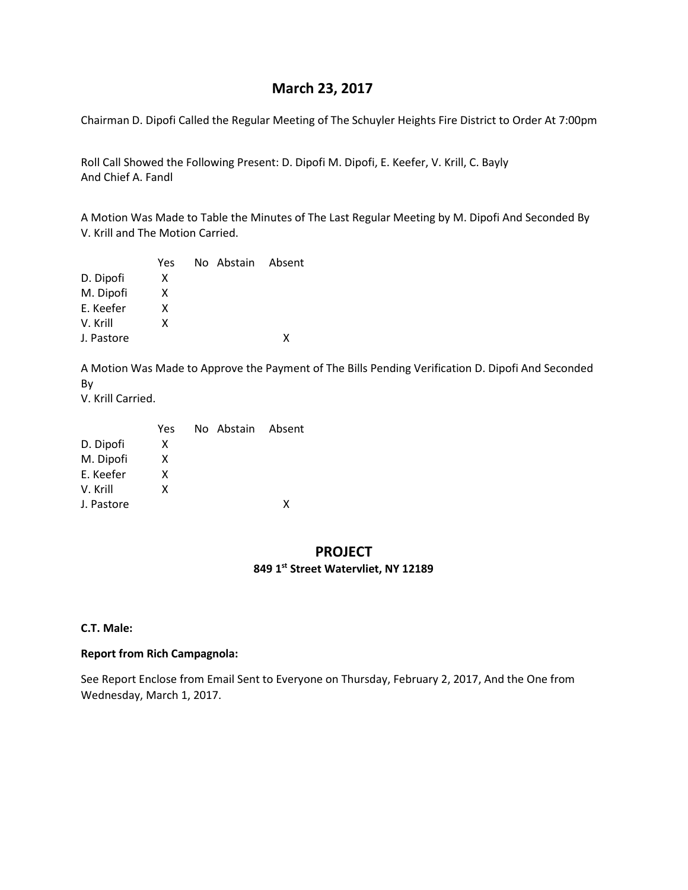# March 23, 2017

Chairman D. Dipofi Called the Regular Meeting of The Schuyler Heights Fire District to Order At 7:00pm

Roll Call Showed the Following Present: D. Dipofi M. Dipofi, E. Keefer, V. Krill, C. Bayly
And Chief A. Fandl

A Motion Was Made to Table the Minutes of The Last Regular Meeting by M. Dipofi And Seconded By V. Krill and The Motion Carried.

| | Yes | No | Abstain | Absent |
|---|---|---|---|---|
| D. Dipofi | X | | | |
| M. Dipofi | X | | | |
| E. Keefer | X | | | |
| V. Krill | X | | | |
| J. Pastore | | | | X |

A Motion Was Made to Approve the Payment of The Bills Pending Verification D. Dipofi And Seconded By
V. Krill Carried.

| | Yes | No | Abstain | Absent |
|---|---|---|---|---|
| D. Dipofi | X | | | |
| M. Dipofi | X | | | |
| E. Keefer | X | | | |
| V. Krill | X | | | |
| J. Pastore | | | | X |

## PROJECT

**849 1st Street Watervliet, NY 12189**

**C.T. Male:**

**Report from Rich Campagnola:**

See Report Enclose from Email Sent to Everyone on Thursday, February 2, 2017, And the One from Wednesday, March 1, 2017.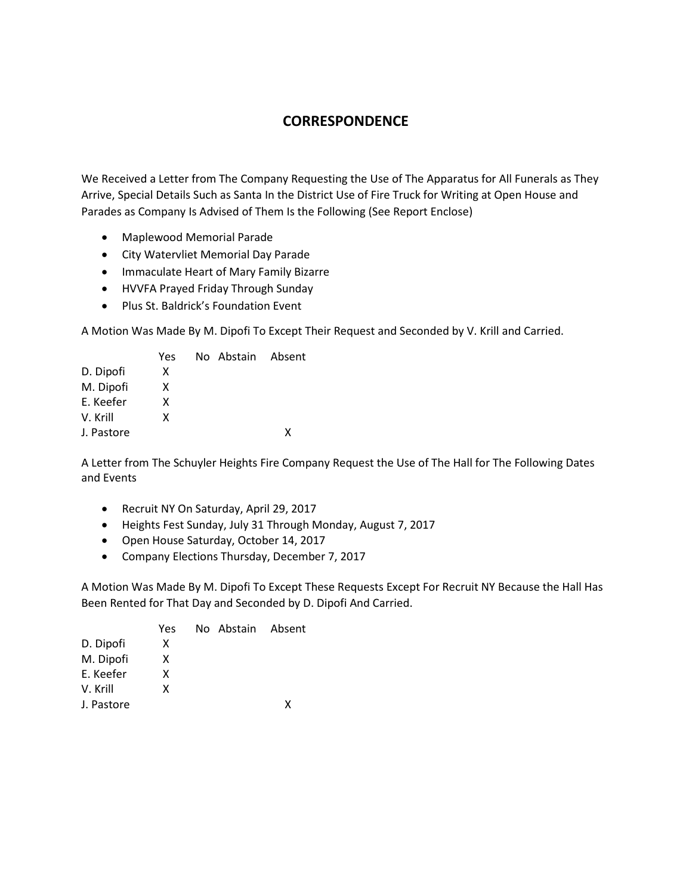## CORRESPONDENCE

We Received a Letter from The Company Requesting the Use of The Apparatus for All Funerals as They Arrive, Special Details Such as Santa In the District Use of Fire Truck for Writing at Open House and Parades as Company Is Advised of Them Is the Following (See Report Enclose)

- Maplewood Memorial Parade
- City Watervliet Memorial Day Parade
- Immaculate Heart of Mary Family Bizarre
- HVVFA Prayed Friday Through Sunday
- Plus St. Baldrick's Foundation Event

A Motion Was Made By M. Dipofi To Except Their Request and Seconded by V. Krill and Carried.

| | Yes | No | Abstain | Absent |
|---|---|---|---|---|
| D. Dipofi | X | | | |
| M. Dipofi | X | | | |
| E. Keefer | X | | | |
| V. Krill | X | | | |
| J. Pastore | | | | X |

A Letter from The Schuyler Heights Fire Company Request the Use of The Hall for The Following Dates and Events

- Recruit NY On Saturday, April 29, 2017
- Heights Fest Sunday, July 31 Through Monday, August 7, 2017
- Open House Saturday, October 14, 2017
- Company Elections Thursday, December 7, 2017

A Motion Was Made By M. Dipofi To Except These Requests Except For Recruit NY Because the Hall Has Been Rented for That Day and Seconded by D. Dipofi And Carried.

| | Yes | No | Abstain | Absent |
|---|---|---|---|---|
| D. Dipofi | X | | | |
| M. Dipofi | X | | | |
| E. Keefer | X | | | |
| V. Krill | X | | | |
| J. Pastore | | | | X |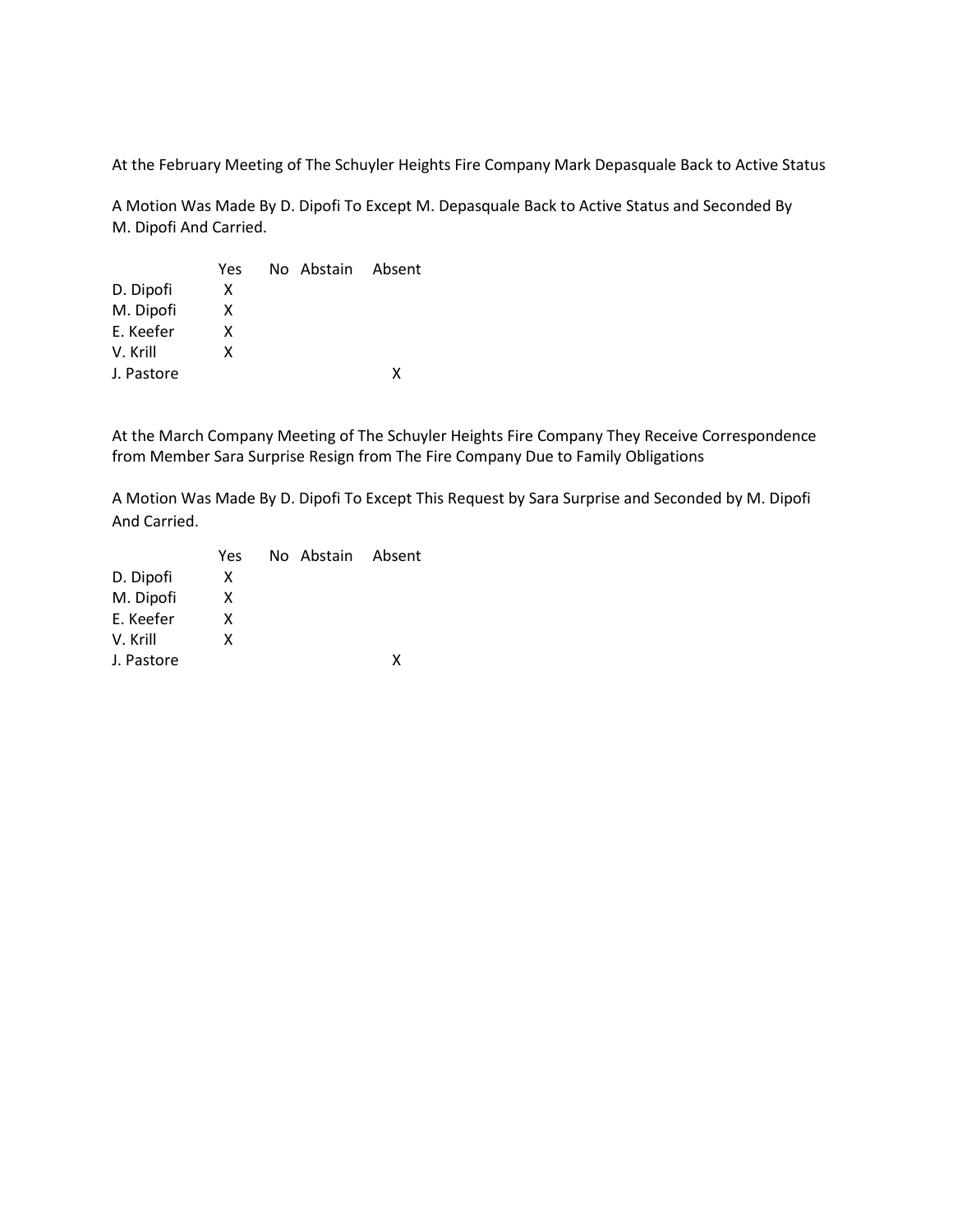At the February Meeting of The Schuyler Heights Fire Company Mark Depasquale Back to Active Status

A Motion Was Made By D. Dipofi To Except M. Depasquale Back to Active Status and Seconded By M. Dipofi And Carried.

| | Yes | No | Abstain | Absent |
|---|---|---|---|---|
| D. Dipofi | X | | | |
| M. Dipofi | X | | | |
| E. Keefer | X | | | |
| V. Krill | X | | | |
| J. Pastore | | | | X |

At the March Company Meeting of The Schuyler Heights Fire Company They Receive Correspondence from Member Sara Surprise Resign from The Fire Company Due to Family Obligations

A Motion Was Made By D. Dipofi To Except This Request by Sara Surprise and Seconded by M. Dipofi And Carried.

| | Yes | No | Abstain | Absent |
|---|---|---|---|---|
| D. Dipofi | X | | | |
| M. Dipofi | X | | | |
| E. Keefer | X | | | |
| V. Krill | X | | | |
| J. Pastore | | | | X |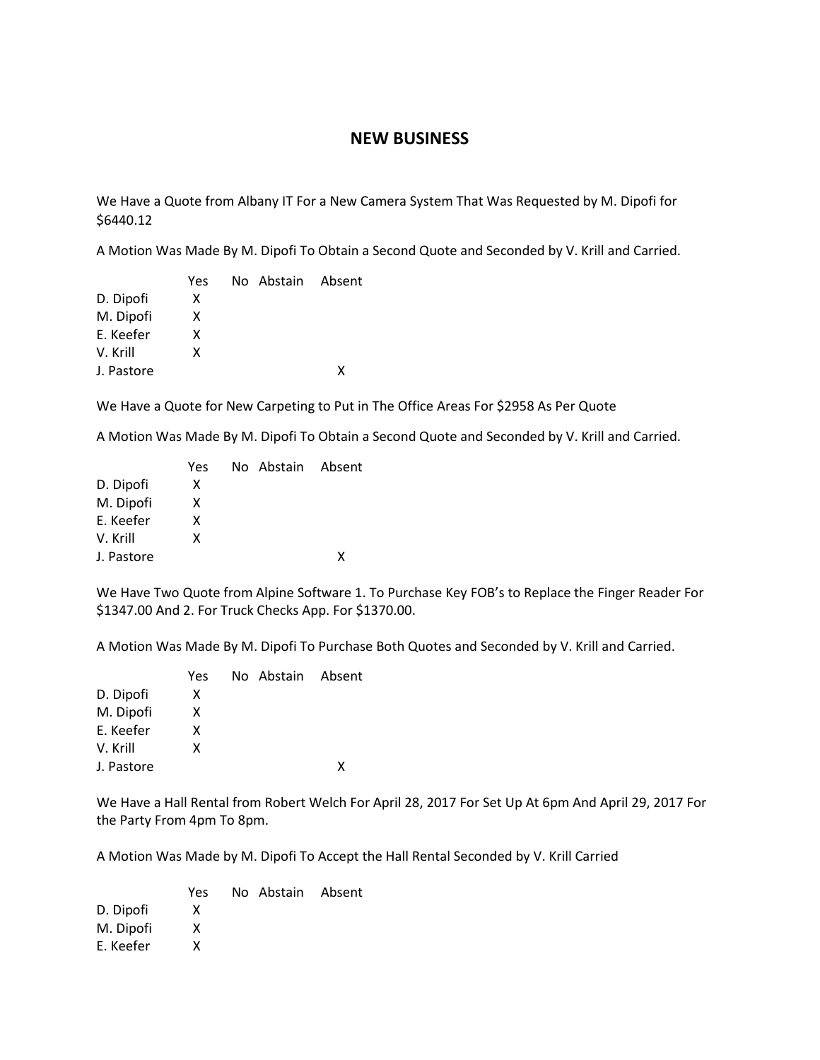## NEW BUSINESS

We Have a Quote from Albany IT For a New Camera System That Was Requested by M. Dipofi for $6440.12

A Motion Was Made By M. Dipofi To Obtain a Second Quote and Seconded by V. Krill and Carried.

| | Yes | No | Abstain | Absent |
|---|---|---|---|---|
| D. Dipofi | X | | | |
| M. Dipofi | X | | | |
| E. Keefer | X | | | |
| V. Krill | X | | | |
| J. Pastore | | | | X |

We Have a Quote for New Carpeting to Put in The Office Areas For $2958 As Per Quote

A Motion Was Made By M. Dipofi To Obtain a Second Quote and Seconded by V. Krill and Carried.

| | Yes | No | Abstain | Absent |
|---|---|---|---|---|
| D. Dipofi | X | | | |
| M. Dipofi | X | | | |
| E. Keefer | X | | | |
| V. Krill | X | | | |
| J. Pastore | | | | X |

We Have Two Quote from Alpine Software 1. To Purchase Key FOB's to Replace the Finger Reader For $1347.00 And 2. For Truck Checks App. For $1370.00.

A Motion Was Made By M. Dipofi To Purchase Both Quotes and Seconded by V. Krill and Carried.

| | Yes | No | Abstain | Absent |
|---|---|---|---|---|
| D. Dipofi | X | | | |
| M. Dipofi | X | | | |
| E. Keefer | X | | | |
| V. Krill | X | | | |
| J. Pastore | | | | X |

We Have a Hall Rental from Robert Welch For April 28, 2017 For Set Up At 6pm And April 29, 2017 For the Party From 4pm To 8pm.

A Motion Was Made by M. Dipofi To Accept the Hall Rental Seconded by V. Krill Carried

| | Yes | No | Abstain | Absent |
|---|---|---|---|---|
| D. Dipofi | X | | | |
| M. Dipofi | X | | | |
| E. Keefer | X | | | |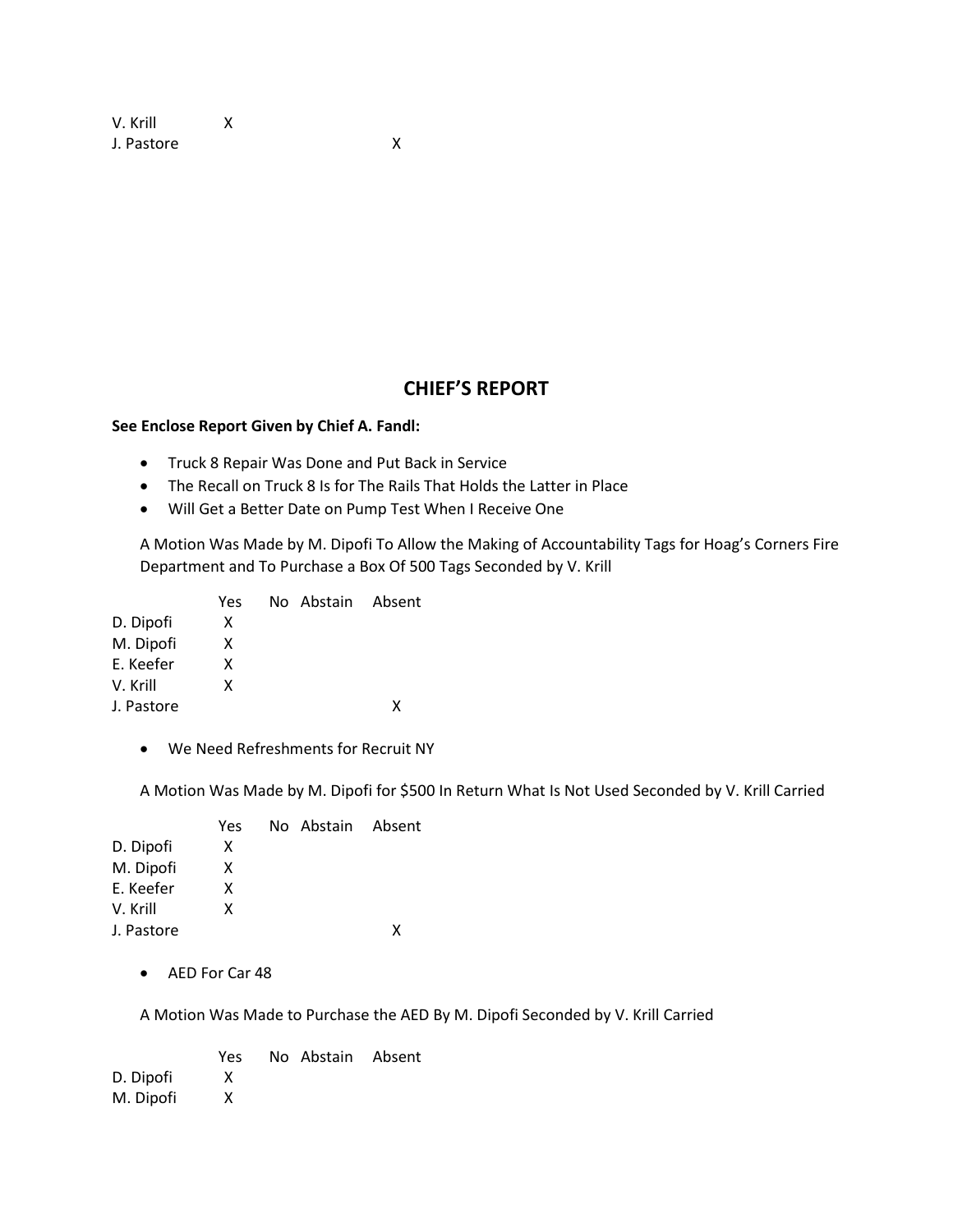| | Yes | No | Abstain | Absent |
|---|---|---|---|---|
| V. Krill | X | | | |
| J. Pastore | | | | X |

## CHIEF'S REPORT

**See Enclose Report Given by Chief A. Fandl:**

- Truck 8 Repair Was Done and Put Back in Service
- The Recall on Truck 8 Is for The Rails That Holds the Latter in Place
- Will Get a Better Date on Pump Test When I Receive One

A Motion Was Made by M. Dipofi To Allow the Making of Accountability Tags for Hoag's Corners Fire Department and To Purchase a Box Of 500 Tags Seconded by V. Krill

| | Yes | No | Abstain | Absent |
|---|---|---|---|---|
| D. Dipofi | X | | | |
| M. Dipofi | X | | | |
| E. Keefer | X | | | |
| V. Krill | X | | | |
| J. Pastore | | | | X |

- We Need Refreshments for Recruit NY

A Motion Was Made by M. Dipofi for $500 In Return What Is Not Used Seconded by V. Krill Carried

| | Yes | No | Abstain | Absent |
|---|---|---|---|---|
| D. Dipofi | X | | | |
| M. Dipofi | X | | | |
| E. Keefer | X | | | |
| V. Krill | X | | | |
| J. Pastore | | | | X |

- AED For Car 48

A Motion Was Made to Purchase the AED By M. Dipofi Seconded by V. Krill Carried

| | Yes | No | Abstain | Absent |
|---|---|---|---|---|
| D. Dipofi | X | | | |
| M. Dipofi | X | | | |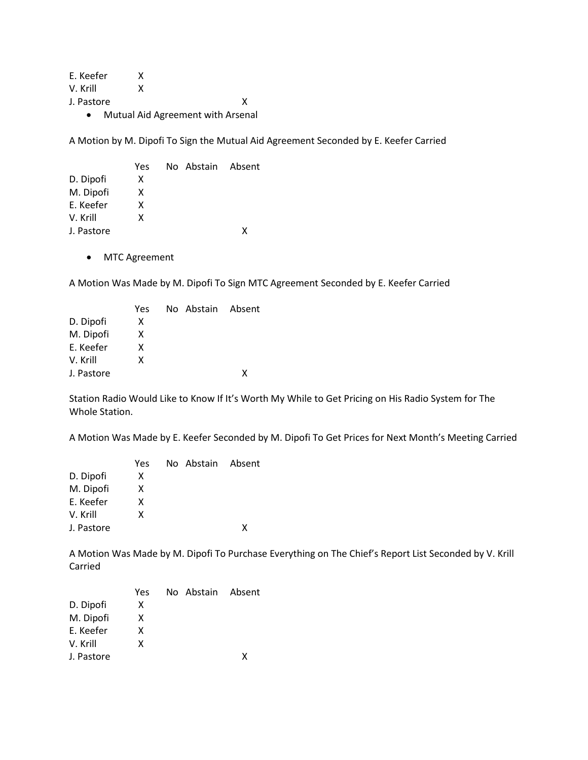| | Yes | No | Abstain | Absent |
|---|---|---|---|---|
| E. Keefer | X | | | |
| V. Krill | X | | | |
| J. Pastore | | | | X |

- Mutual Aid Agreement with Arsenal

A Motion by M. Dipofi To Sign the Mutual Aid Agreement Seconded by E. Keefer Carried

| | Yes | No | Abstain | Absent |
|---|---|---|---|---|
| D. Dipofi | X | | | |
| M. Dipofi | X | | | |
| E. Keefer | X | | | |
| V. Krill | X | | | |
| J. Pastore | | | | X |

- MTC Agreement

A Motion Was Made by M. Dipofi To Sign MTC Agreement Seconded by E. Keefer Carried

| | Yes | No | Abstain | Absent |
|---|---|---|---|---|
| D. Dipofi | X | | | |
| M. Dipofi | X | | | |
| E. Keefer | X | | | |
| V. Krill | X | | | |
| J. Pastore | | | | X |

Station Radio Would Like to Know If It's Worth My While to Get Pricing on His Radio System for The Whole Station.

A Motion Was Made by E. Keefer Seconded by M. Dipofi To Get Prices for Next Month's Meeting Carried

| | Yes | No | Abstain | Absent |
|---|---|---|---|---|
| D. Dipofi | X | | | |
| M. Dipofi | X | | | |
| E. Keefer | X | | | |
| V. Krill | X | | | |
| J. Pastore | | | | X |

A Motion Was Made by M. Dipofi To Purchase Everything on The Chief's Report List Seconded by V. Krill Carried

| | Yes | No | Abstain | Absent |
|---|---|---|---|---|
| D. Dipofi | X | | | |
| M. Dipofi | X | | | |
| E. Keefer | X | | | |
| V. Krill | X | | | |
| J. Pastore | | | | X |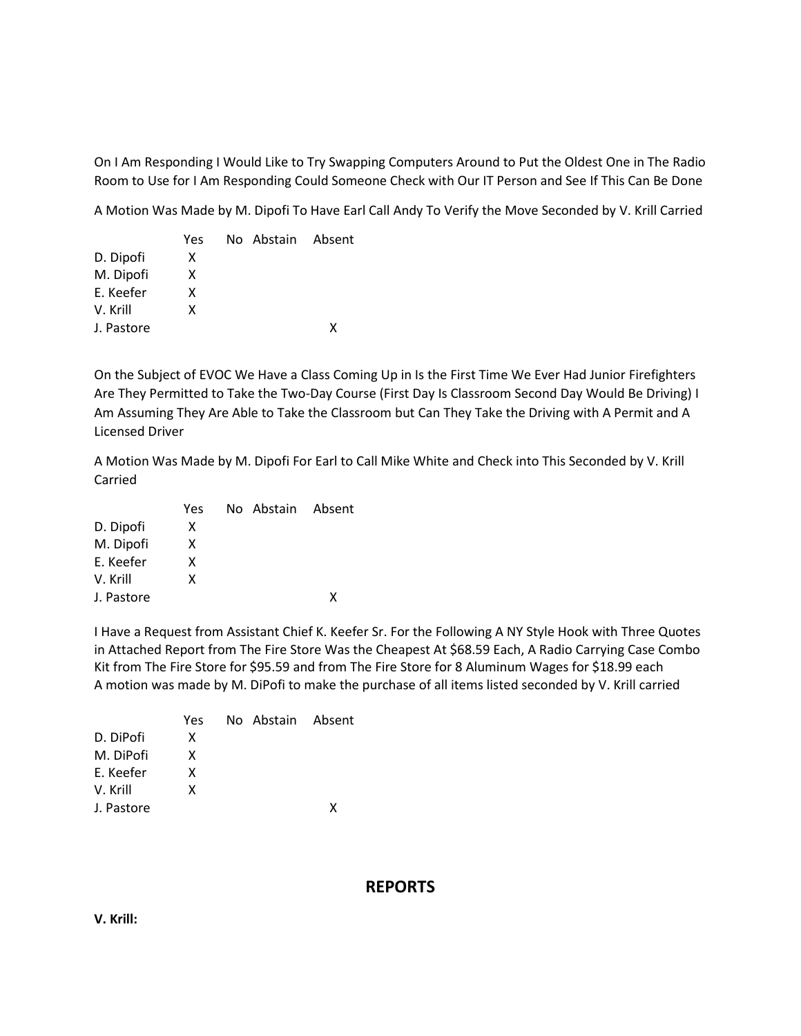On I Am Responding I Would Like to Try Swapping Computers Around to Put the Oldest One in The Radio Room to Use for I Am Responding Could Someone Check with Our IT Person and See If This Can Be Done

A Motion Was Made by M. Dipofi To Have Earl Call Andy To Verify the Move Seconded by V. Krill Carried

| | Yes | No | Abstain | Absent |
|---|---|---|---|---|
| D. Dipofi | X | | | |
| M. Dipofi | X | | | |
| E. Keefer | X | | | |
| V. Krill | X | | | |
| J. Pastore | | | | X |

On the Subject of EVOC We Have a Class Coming Up in Is the First Time We Ever Had Junior Firefighters Are They Permitted to Take the Two-Day Course (First Day Is Classroom Second Day Would Be Driving) I Am Assuming They Are Able to Take the Classroom but Can They Take the Driving with A Permit and A Licensed Driver

A Motion Was Made by M. Dipofi For Earl to Call Mike White and Check into This Seconded by V. Krill Carried

| | Yes | No | Abstain | Absent |
|---|---|---|---|---|
| D. Dipofi | X | | | |
| M. Dipofi | X | | | |
| E. Keefer | X | | | |
| V. Krill | X | | | |
| J. Pastore | | | | X |

I Have a Request from Assistant Chief K. Keefer Sr. For the Following A NY Style Hook with Three Quotes in Attached Report from The Fire Store Was the Cheapest At $68.59 Each, A Radio Carrying Case Combo Kit from The Fire Store for $95.59 and from The Fire Store for 8 Aluminum Wages for $18.99 each
A motion was made by M. DiPofi to make the purchase of all items listed seconded by V. Krill carried

| | Yes | No | Abstain | Absent |
|---|---|---|---|---|
| D. DiPofi | X | | | |
| M. DiPofi | X | | | |
| E. Keefer | X | | | |
| V. Krill | X | | | |
| J. Pastore | | | | X |

## REPORTS

**V. Krill:**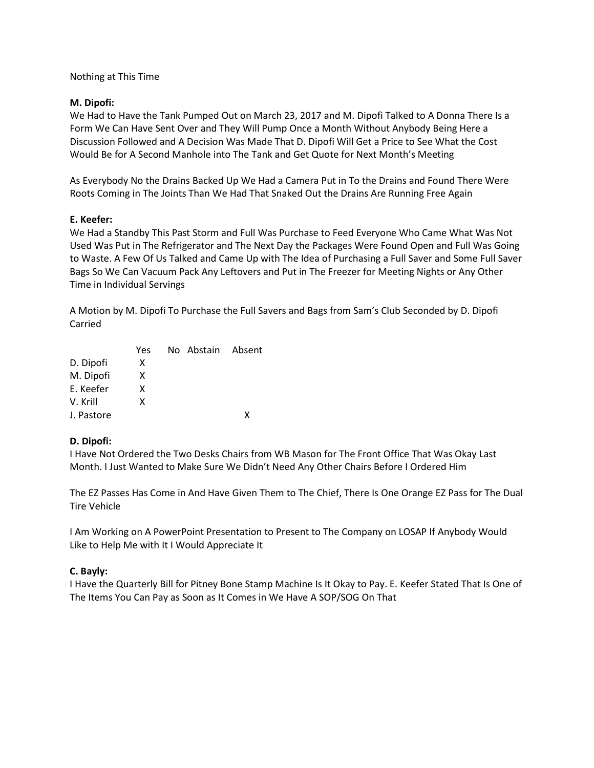Nothing at This Time

**M. Dipofi:**
We Had to Have the Tank Pumped Out on March 23, 2017 and M. Dipofi Talked to A Donna There Is a Form We Can Have Sent Over and They Will Pump Once a Month Without Anybody Being Here a Discussion Followed and A Decision Was Made That D. Dipofi Will Get a Price to See What the Cost Would Be for A Second Manhole into The Tank and Get Quote for Next Month's Meeting

As Everybody No the Drains Backed Up We Had a Camera Put in To the Drains and Found There Were Roots Coming in The Joints Than We Had That Snaked Out the Drains Are Running Free Again

**E. Keefer:**
We Had a Standby This Past Storm and Full Was Purchase to Feed Everyone Who Came What Was Not Used Was Put in The Refrigerator and The Next Day the Packages Were Found Open and Full Was Going to Waste. A Few Of Us Talked and Came Up with The Idea of Purchasing a Full Saver and Some Full Saver Bags So We Can Vacuum Pack Any Leftovers and Put in The Freezer for Meeting Nights or Any Other Time in Individual Servings

A Motion by M. Dipofi To Purchase the Full Savers and Bags from Sam's Club Seconded by D. Dipofi Carried

| | Yes | No | Abstain | Absent |
|---|---|---|---|---|
| D. Dipofi | X | | | |
| M. Dipofi | X | | | |
| E. Keefer | X | | | |
| V. Krill | X | | | |
| J. Pastore | | | | X |

**D. Dipofi:**
I Have Not Ordered the Two Desks Chairs from WB Mason for The Front Office That Was Okay Last Month. I Just Wanted to Make Sure We Didn't Need Any Other Chairs Before I Ordered Him

The EZ Passes Has Come in And Have Given Them to The Chief, There Is One Orange EZ Pass for The Dual Tire Vehicle

I Am Working on A PowerPoint Presentation to Present to The Company on LOSAP If Anybody Would Like to Help Me with It I Would Appreciate It

**C. Bayly:**
I Have the Quarterly Bill for Pitney Bone Stamp Machine Is It Okay to Pay. E. Keefer Stated That Is One of The Items You Can Pay as Soon as It Comes in We Have A SOP/SOG On That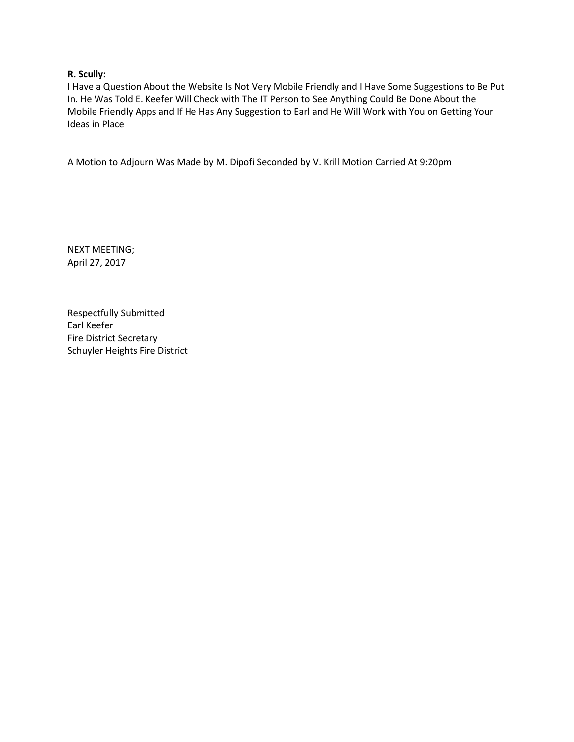**R. Scully:**
I Have a Question About the Website Is Not Very Mobile Friendly and I Have Some Suggestions to Be Put In. He Was Told E. Keefer Will Check with The IT Person to See Anything Could Be Done About the Mobile Friendly Apps and If He Has Any Suggestion to Earl and He Will Work with You on Getting Your Ideas in Place

A Motion to Adjourn Was Made by M. Dipofi Seconded by V. Krill Motion Carried At 9:20pm

NEXT MEETING;
April 27, 2017

Respectfully Submitted
Earl Keefer
Fire District Secretary
Schuyler Heights Fire District